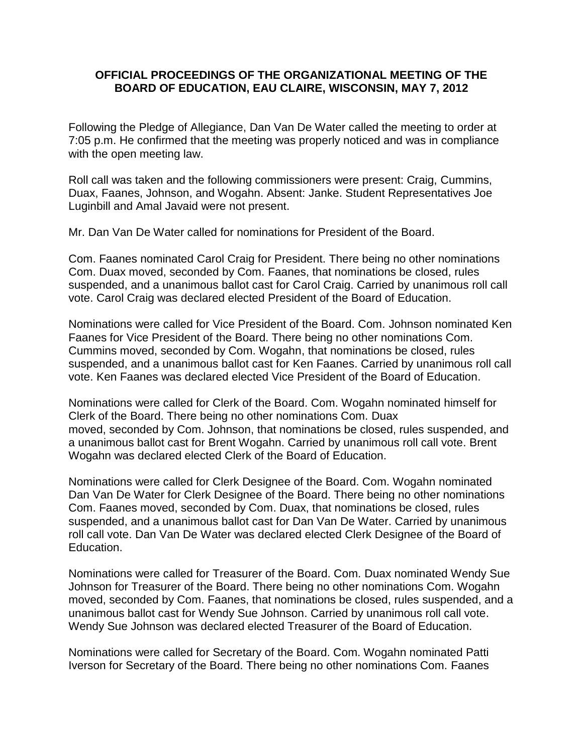**OFFICIAL PROCEEDINGS OF THE ORGANIZATIONAL MEETING OF THE BOARD OF EDUCATION, EAU CLAIRE, WISCONSIN, MAY 7, 2012**

Following the Pledge of Allegiance, Dan Van De Water called the meeting to order at 7:05 p.m. He confirmed that the meeting was properly noticed and was in compliance with the open meeting law.

Roll call was taken and the following commissioners were present: Craig, Cummins, Duax, Faanes, Johnson, and Wogahn. Absent: Janke. Student Representatives Joe Luginbill and Amal Javaid were not present.

Mr. Dan Van De Water called for nominations for President of the Board.

Com. Faanes nominated Carol Craig for President. There being no other nominations Com. Duax moved, seconded by Com. Faanes, that nominations be closed, rules suspended, and a unanimous ballot cast for Carol Craig. Carried by unanimous roll call vote. Carol Craig was declared elected President of the Board of Education.

Nominations were called for Vice President of the Board. Com. Johnson nominated Ken Faanes for Vice President of the Board. There being no other nominations Com. Cummins moved, seconded by Com. Wogahn, that nominations be closed, rules suspended, and a unanimous ballot cast for Ken Faanes. Carried by unanimous roll call vote. Ken Faanes was declared elected Vice President of the Board of Education.

Nominations were called for Clerk of the Board. Com. Wogahn nominated himself for Clerk of the Board. There being no other nominations Com. Duax moved, seconded by Com. Johnson, that nominations be closed, rules suspended, and a unanimous ballot cast for Brent Wogahn. Carried by unanimous roll call vote. Brent Wogahn was declared elected Clerk of the Board of Education.

Nominations were called for Clerk Designee of the Board. Com. Wogahn nominated Dan Van De Water for Clerk Designee of the Board. There being no other nominations Com. Faanes moved, seconded by Com. Duax, that nominations be closed, rules suspended, and a unanimous ballot cast for Dan Van De Water. Carried by unanimous roll call vote. Dan Van De Water was declared elected Clerk Designee of the Board of Education.

Nominations were called for Treasurer of the Board. Com. Duax nominated Wendy Sue Johnson for Treasurer of the Board. There being no other nominations Com. Wogahn moved, seconded by Com. Faanes, that nominations be closed, rules suspended, and a unanimous ballot cast for Wendy Sue Johnson. Carried by unanimous roll call vote. Wendy Sue Johnson was declared elected Treasurer of the Board of Education.

Nominations were called for Secretary of the Board. Com. Wogahn nominated Patti Iverson for Secretary of the Board. There being no other nominations Com. Faanes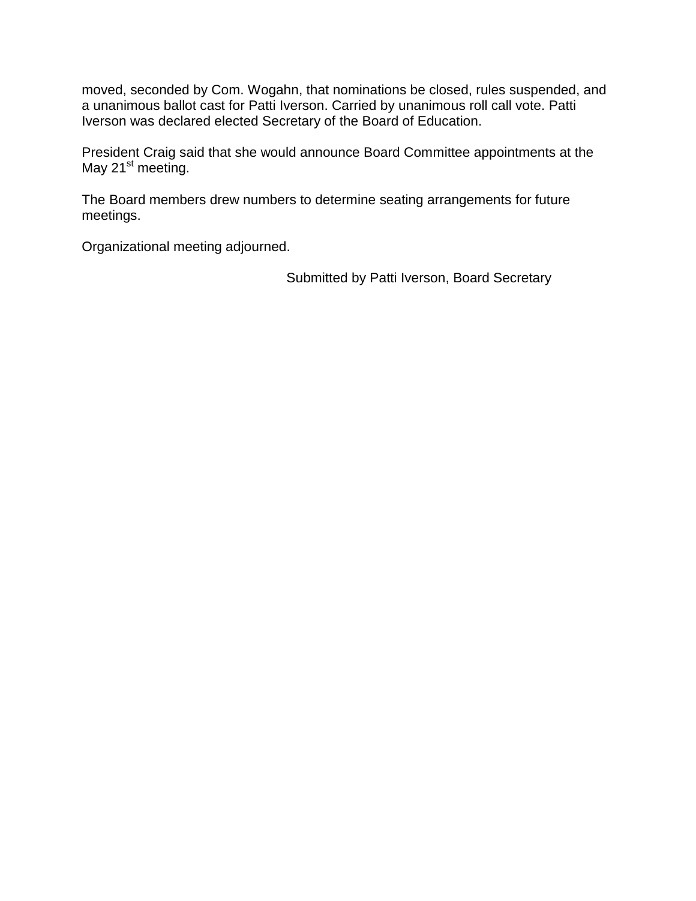moved, seconded by Com. Wogahn, that nominations be closed, rules suspended, and a unanimous ballot cast for Patti Iverson. Carried by unanimous roll call vote. Patti Iverson was declared elected Secretary of the Board of Education.

President Craig said that she would announce Board Committee appointments at the May 21st meeting.

The Board members drew numbers to determine seating arrangements for future meetings.

Organizational meeting adjourned.

Submitted by Patti Iverson, Board Secretary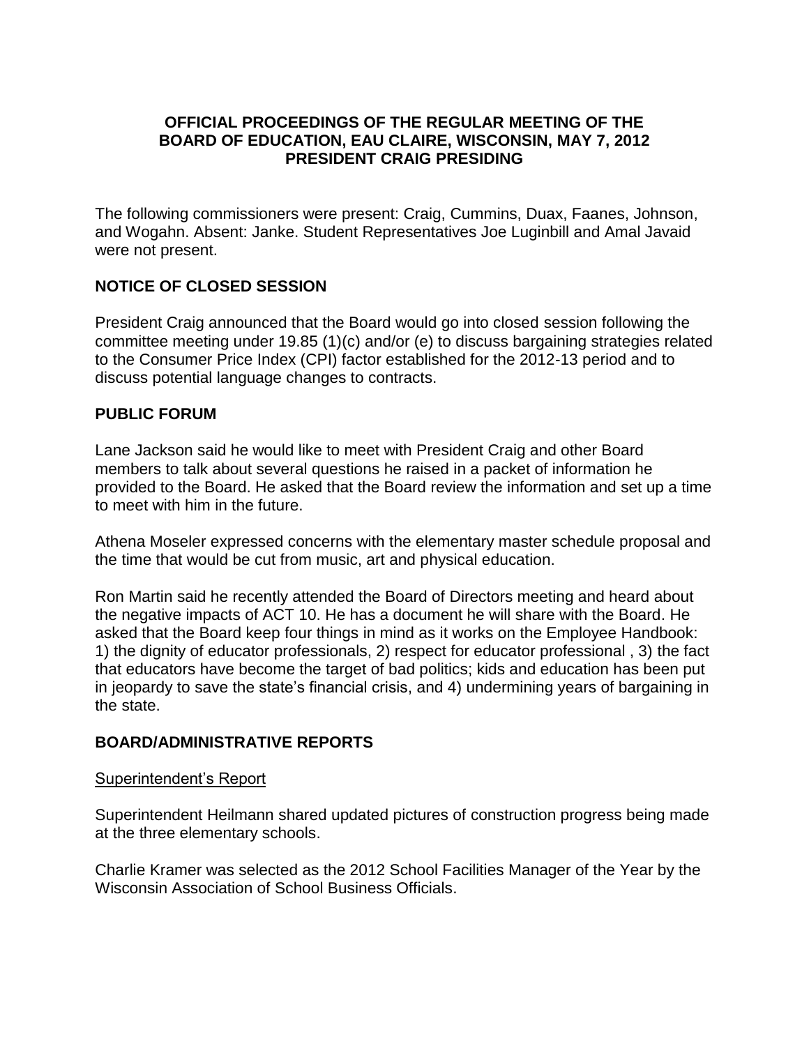**OFFICIAL PROCEEDINGS OF THE REGULAR MEETING OF THE BOARD OF EDUCATION, EAU CLAIRE, WISCONSIN, MAY 7, 2012 PRESIDENT CRAIG PRESIDING**

The following commissioners were present: Craig, Cummins, Duax, Faanes, Johnson, and Wogahn. Absent: Janke. Student Representatives Joe Luginbill and Amal Javaid were not present.

## NOTICE OF CLOSED SESSION

President Craig announced that the Board would go into closed session following the committee meeting under 19.85 (1)(c) and/or (e) to discuss bargaining strategies related to the Consumer Price Index (CPI) factor established for the 2012-13 period and to discuss potential language changes to contracts.

## PUBLIC FORUM

Lane Jackson said he would like to meet with President Craig and other Board members to talk about several questions he raised in a packet of information he provided to the Board. He asked that the Board review the information and set up a time to meet with him in the future.

Athena Moseler expressed concerns with the elementary master schedule proposal and the time that would be cut from music, art and physical education.

Ron Martin said he recently attended the Board of Directors meeting and heard about the negative impacts of ACT 10. He has a document he will share with the Board. He asked that the Board keep four things in mind as it works on the Employee Handbook: 1) the dignity of educator professionals, 2) respect for educator professional , 3) the fact that educators have become the target of bad politics; kids and education has been put in jeopardy to save the state's financial crisis, and 4) undermining years of bargaining in the state.

## BOARD/ADMINISTRATIVE REPORTS

Superintendent's Report

Superintendent Heilmann shared updated pictures of construction progress being made at the three elementary schools.

Charlie Kramer was selected as the 2012 School Facilities Manager of the Year by the Wisconsin Association of School Business Officials.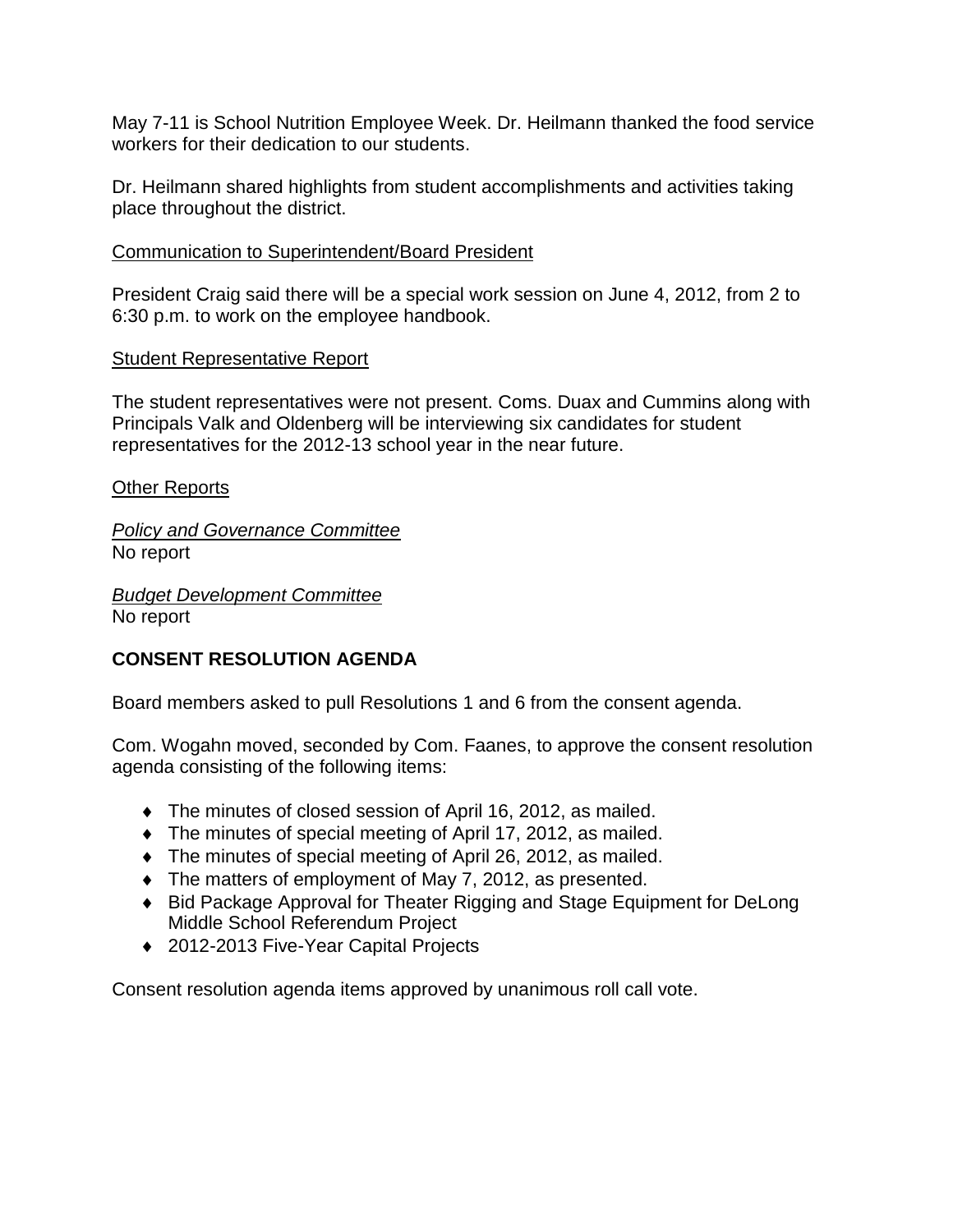May 7-11 is School Nutrition Employee Week. Dr. Heilmann thanked the food service workers for their dedication to our students.

Dr. Heilmann shared highlights from student accomplishments and activities taking place throughout the district.

<u>Communication to Superintendent/Board President</u>

President Craig said there will be a special work session on June 4, 2012, from 2 to 6:30 p.m. to work on the employee handbook.

<u>Student Representative Report</u>

The student representatives were not present. Coms. Duax and Cummins along with Principals Valk and Oldenberg will be interviewing six candidates for student representatives for the 2012-13 school year in the near future.

<u>Other Reports</u>

*<u>Policy and Governance Committee</u>*
No report

*<u>Budget Development Committee</u>*
No report

**CONSENT RESOLUTION AGENDA**

Board members asked to pull Resolutions 1 and 6 from the consent agenda.

Com. Wogahn moved, seconded by Com. Faanes, to approve the consent resolution agenda consisting of the following items:

- The minutes of closed session of April 16, 2012, as mailed.
- The minutes of special meeting of April 17, 2012, as mailed.
- The minutes of special meeting of April 26, 2012, as mailed.
- The matters of employment of May 7, 2012, as presented.
- Bid Package Approval for Theater Rigging and Stage Equipment for DeLong Middle School Referendum Project
- 2012-2013 Five-Year Capital Projects

Consent resolution agenda items approved by unanimous roll call vote.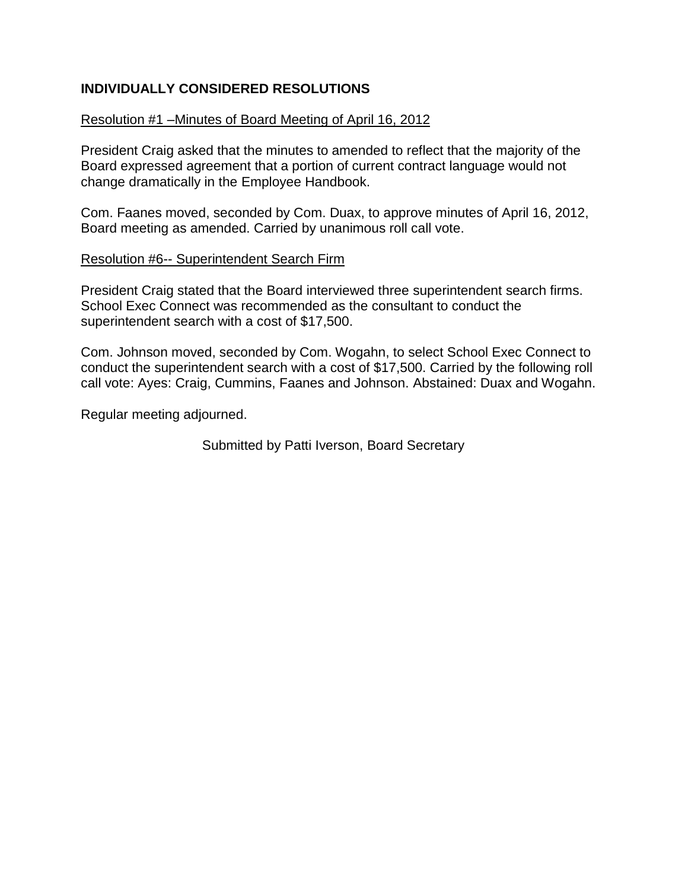## INDIVIDUALLY CONSIDERED RESOLUTIONS

<u>Resolution #1 –Minutes of Board Meeting of April 16, 2012</u>

President Craig asked that the minutes to amended to reflect that the majority of the Board expressed agreement that a portion of current contract language would not change dramatically in the Employee Handbook.

Com. Faanes moved, seconded by Com. Duax, to approve minutes of April 16, 2012, Board meeting as amended. Carried by unanimous roll call vote.

<u>Resolution #6-- Superintendent Search Firm</u>

President Craig stated that the Board interviewed three superintendent search firms. School Exec Connect was recommended as the consultant to conduct the superintendent search with a cost of $17,500.

Com. Johnson moved, seconded by Com. Wogahn, to select School Exec Connect to conduct the superintendent search with a cost of $17,500. Carried by the following roll call vote: Ayes: Craig, Cummins, Faanes and Johnson. Abstained: Duax and Wogahn.

Regular meeting adjourned.

Submitted by Patti Iverson, Board Secretary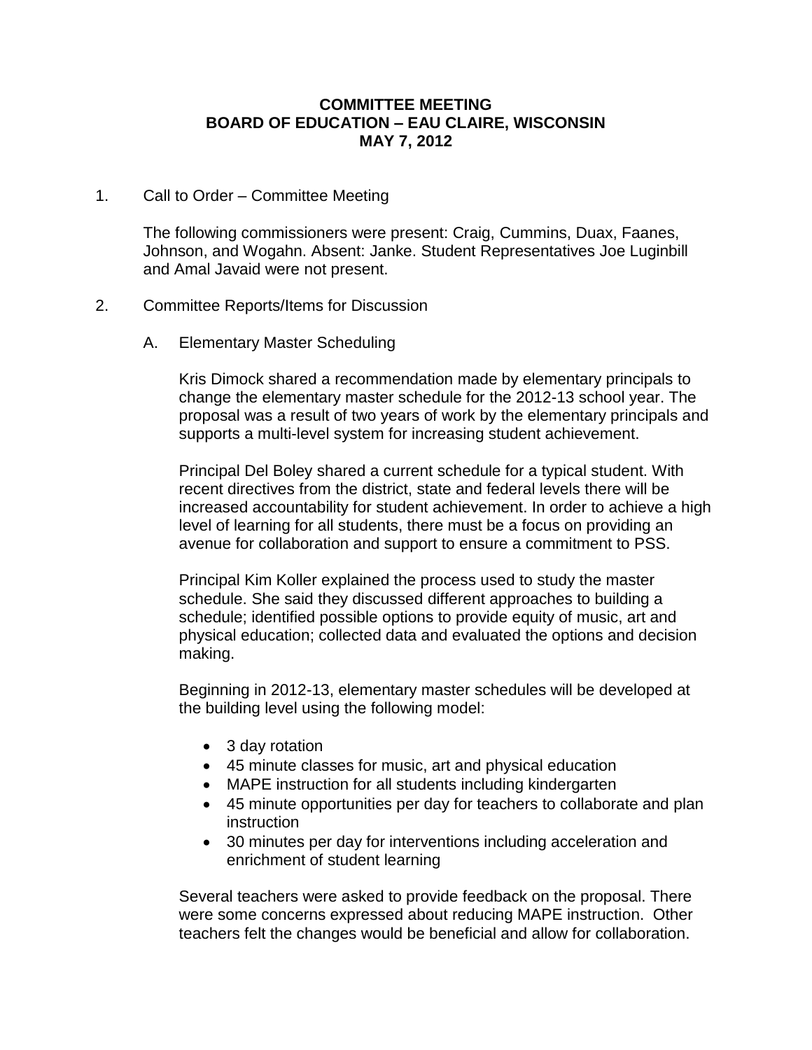**COMMITTEE MEETING**
**BOARD OF EDUCATION – EAU CLAIRE, WISCONSIN**
**MAY 7, 2012**

1. Call to Order – Committee Meeting

   The following commissioners were present: Craig, Cummins, Duax, Faanes, Johnson, and Wogahn. Absent: Janke. Student Representatives Joe Luginbill and Amal Javaid were not present.

2. Committee Reports/Items for Discussion

   A. Elementary Master Scheduling

      Kris Dimock shared a recommendation made by elementary principals to change the elementary master schedule for the 2012-13 school year. The proposal was a result of two years of work by the elementary principals and supports a multi-level system for increasing student achievement.

      Principal Del Boley shared a current schedule for a typical student. With recent directives from the district, state and federal levels there will be increased accountability for student achievement. In order to achieve a high level of learning for all students, there must be a focus on providing an avenue for collaboration and support to ensure a commitment to PSS.

      Principal Kim Koller explained the process used to study the master schedule. She said they discussed different approaches to building a schedule; identified possible options to provide equity of music, art and physical education; collected data and evaluated the options and decision making.

      Beginning in 2012-13, elementary master schedules will be developed at the building level using the following model:

      - 3 day rotation
      - 45 minute classes for music, art and physical education
      - MAPE instruction for all students including kindergarten
      - 45 minute opportunities per day for teachers to collaborate and plan instruction
      - 30 minutes per day for interventions including acceleration and enrichment of student learning

      Several teachers were asked to provide feedback on the proposal. There were some concerns expressed about reducing MAPE instruction. Other teachers felt the changes would be beneficial and allow for collaboration.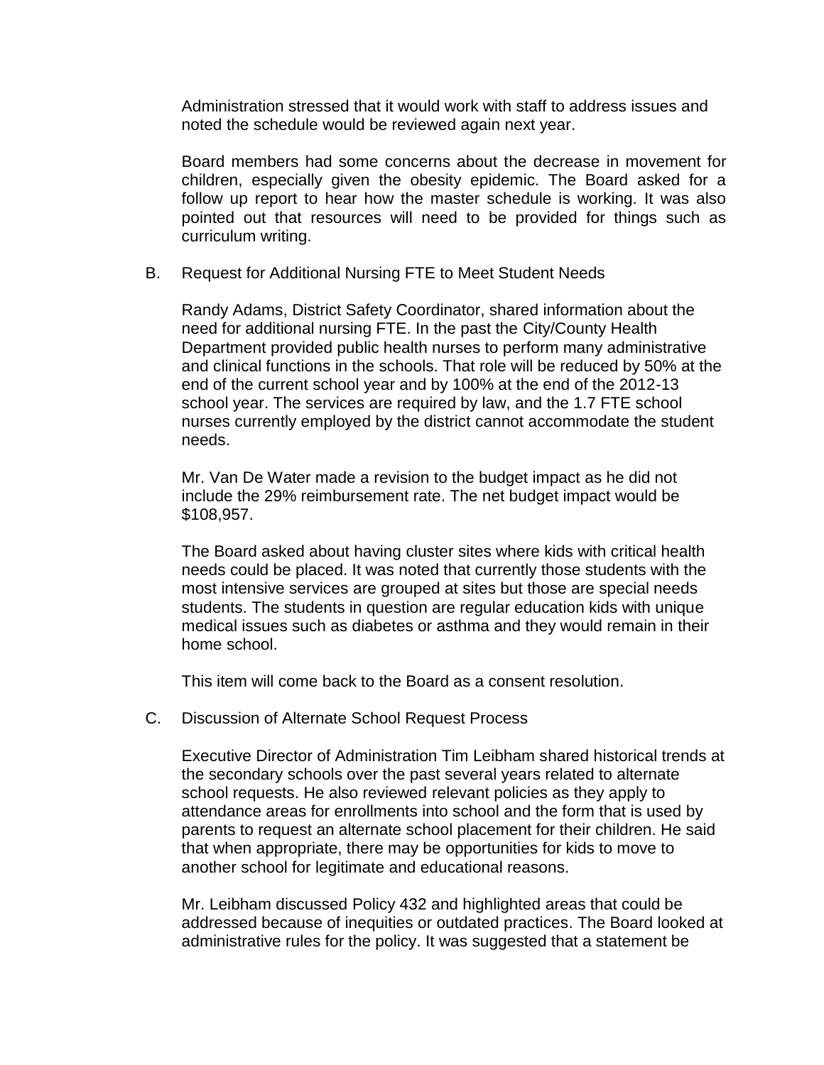Administration stressed that it would work with staff to address issues and noted the schedule would be reviewed again next year.

Board members had some concerns about the decrease in movement for children, especially given the obesity epidemic. The Board asked for a follow up report to hear how the master schedule is working. It was also pointed out that resources will need to be provided for things such as curriculum writing.

B. Request for Additional Nursing FTE to Meet Student Needs

Randy Adams, District Safety Coordinator, shared information about the need for additional nursing FTE. In the past the City/County Health Department provided public health nurses to perform many administrative and clinical functions in the schools. That role will be reduced by 50% at the end of the current school year and by 100% at the end of the 2012-13 school year. The services are required by law, and the 1.7 FTE school nurses currently employed by the district cannot accommodate the student needs.

Mr. Van De Water made a revision to the budget impact as he did not include the 29% reimbursement rate. The net budget impact would be $108,957.

The Board asked about having cluster sites where kids with critical health needs could be placed. It was noted that currently those students with the most intensive services are grouped at sites but those are special needs students. The students in question are regular education kids with unique medical issues such as diabetes or asthma and they would remain in their home school.

This item will come back to the Board as a consent resolution.

C. Discussion of Alternate School Request Process

Executive Director of Administration Tim Leibham shared historical trends at the secondary schools over the past several years related to alternate school requests. He also reviewed relevant policies as they apply to attendance areas for enrollments into school and the form that is used by parents to request an alternate school placement for their children. He said that when appropriate, there may be opportunities for kids to move to another school for legitimate and educational reasons.

Mr. Leibham discussed Policy 432 and highlighted areas that could be addressed because of inequities or outdated practices. The Board looked at administrative rules for the policy. It was suggested that a statement be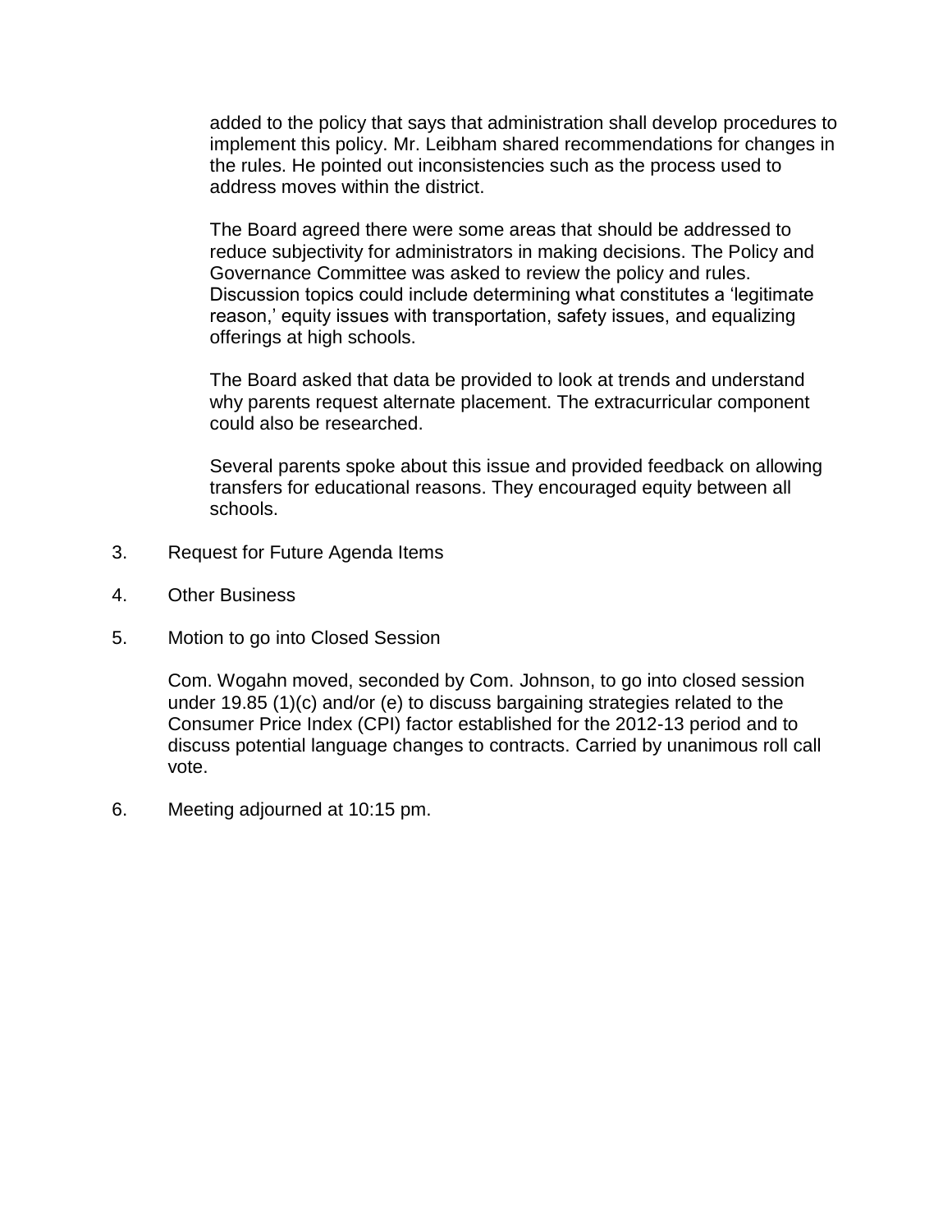added to the policy that says that administration shall develop procedures to implement this policy. Mr. Leibham shared recommendations for changes in the rules. He pointed out inconsistencies such as the process used to address moves within the district.

The Board agreed there were some areas that should be addressed to reduce subjectivity for administrators in making decisions. The Policy and Governance Committee was asked to review the policy and rules. Discussion topics could include determining what constitutes a 'legitimate reason,' equity issues with transportation, safety issues, and equalizing offerings at high schools.

The Board asked that data be provided to look at trends and understand why parents request alternate placement. The extracurricular component could also be researched.

Several parents spoke about this issue and provided feedback on allowing transfers for educational reasons. They encouraged equity between all schools.

3. Request for Future Agenda Items

4. Other Business

5. Motion to go into Closed Session

   Com. Wogahn moved, seconded by Com. Johnson, to go into closed session under 19.85 (1)(c) and/or (e) to discuss bargaining strategies related to the Consumer Price Index (CPI) factor established for the 2012-13 period and to discuss potential language changes to contracts. Carried by unanimous roll call vote.

6. Meeting adjourned at 10:15 pm.